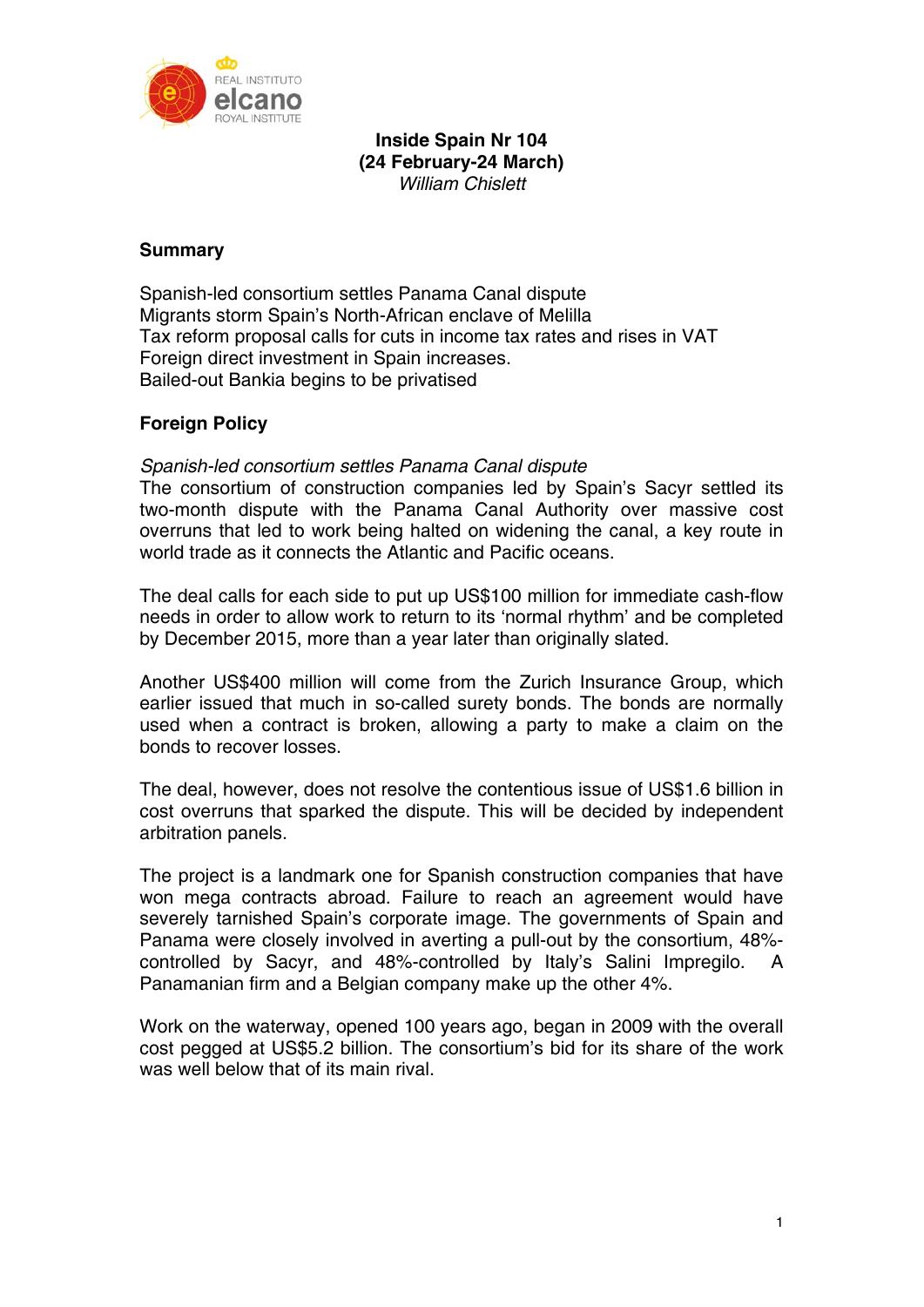# Inside Spain Nr 104
## (24 February-24 March)
*William Chislett*

## Summary

Spanish-led consortium settles Panama Canal dispute
Migrants storm Spain's North-African enclave of Melilla
Tax reform proposal calls for cuts in income tax rates and rises in VAT
Foreign direct investment in Spain increases.
Bailed-out Bankia begins to be privatised

## Foreign Policy

*Spanish-led consortium settles Panama Canal dispute*
The consortium of construction companies led by Spain's Sacyr settled its two-month dispute with the Panama Canal Authority over massive cost overruns that led to work being halted on widening the canal, a key route in world trade as it connects the Atlantic and Pacific oceans.

The deal calls for each side to put up US$100 million for immediate cash-flow needs in order to allow work to return to its 'normal rhythm' and be completed by December 2015, more than a year later than originally slated.

Another US$400 million will come from the Zurich Insurance Group, which earlier issued that much in so-called surety bonds. The bonds are normally used when a contract is broken, allowing a party to make a claim on the bonds to recover losses.

The deal, however, does not resolve the contentious issue of US$1.6 billion in cost overruns that sparked the dispute. This will be decided by independent arbitration panels.

The project is a landmark one for Spanish construction companies that have won mega contracts abroad. Failure to reach an agreement would have severely tarnished Spain's corporate image. The governments of Spain and Panama were closely involved in averting a pull-out by the consortium, 48%-controlled by Sacyr, and 48%-controlled by Italy's Salini Impregilo. A Panamanian firm and a Belgian company make up the other 4%.

Work on the waterway, opened 100 years ago, began in 2009 with the overall cost pegged at US$5.2 billion. The consortium's bid for its share of the work was well below that of its main rival.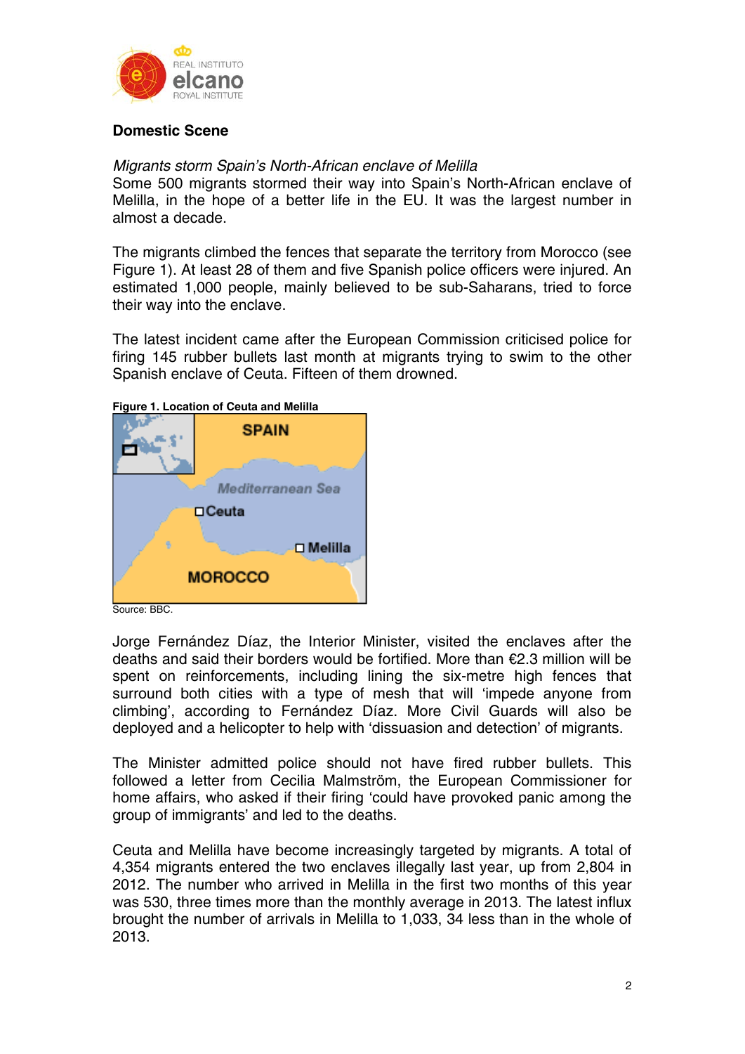## Domestic Scene

*Migrants storm Spain's North-African enclave of Melilla*

Some 500 migrants stormed their way into Spain's North-African enclave of Melilla, in the hope of a better life in the EU. It was the largest number in almost a decade.

The migrants climbed the fences that separate the territory from Morocco (see Figure 1). At least 28 of them and five Spanish police officers were injured. An estimated 1,000 people, mainly believed to be sub-Saharans, tried to force their way into the enclave.

The latest incident came after the European Commission criticised police for firing 145 rubber bullets last month at migrants trying to swim to the other Spanish enclave of Ceuta. Fifteen of them drowned.

**Figure 1. Location of Ceuta and Melilla**

Source: BBC.

Jorge Fernández Díaz, the Interior Minister, visited the enclaves after the deaths and said their borders would be fortified. More than €2.3 million will be spent on reinforcements, including lining the six-metre high fences that surround both cities with a type of mesh that will 'impede anyone from climbing', according to Fernández Díaz. More Civil Guards will also be deployed and a helicopter to help with 'dissuasion and detection' of migrants.

The Minister admitted police should not have fired rubber bullets. This followed a letter from Cecilia Malmström, the European Commissioner for home affairs, who asked if their firing 'could have provoked panic among the group of immigrants' and led to the deaths.

Ceuta and Melilla have become increasingly targeted by migrants. A total of 4,354 migrants entered the two enclaves illegally last year, up from 2,804 in 2012. The number who arrived in Melilla in the first two months of this year was 530, three times more than the monthly average in 2013. The latest influx brought the number of arrivals in Melilla to 1,033, 34 less than in the whole of 2013.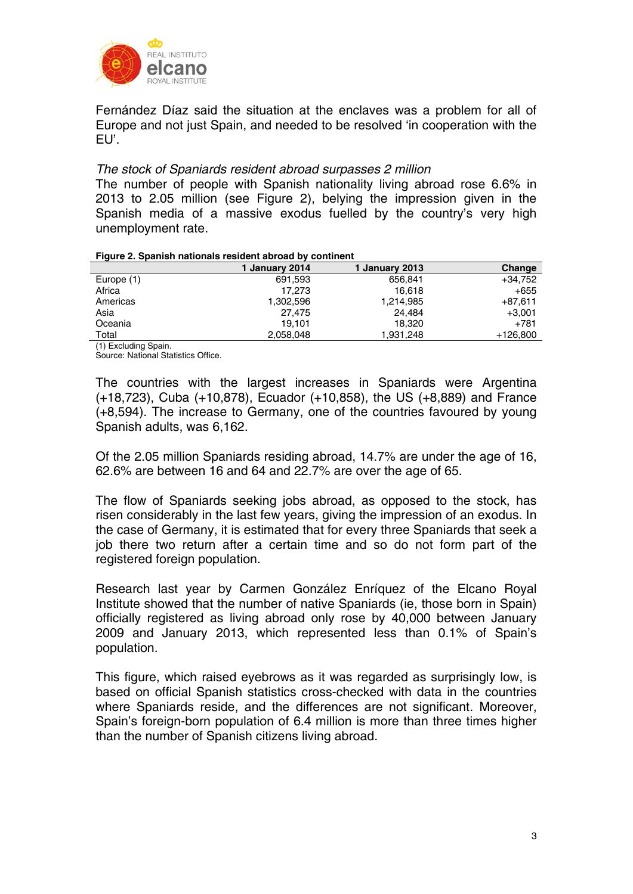Fernández Díaz said the situation at the enclaves was a problem for all of Europe and not just Spain, and needed to be resolved 'in cooperation with the EU'.

*The stock of Spaniards resident abroad surpasses 2 million*

The number of people with Spanish nationality living abroad rose 6.6% in 2013 to 2.05 million (see Figure 2), belying the impression given in the Spanish media of a massive exodus fuelled by the country's very high unemployment rate.

**Figure 2. Spanish nationals resident abroad by continent**

| | 1 January 2014 | 1 January 2013 | Change |
|---|---|---|---|
| Europe (1) | 691,593 | 656,841 | +34,752 |
| Africa | 17,273 | 16,618 | +655 |
| Americas | 1,302,596 | 1,214,985 | +87,611 |
| Asia | 27,475 | 24,484 | +3,001 |
| Oceania | 19,101 | 18,320 | +781 |
| Total | 2,058,048 | 1,931,248 | +126,800 |

(1) Excluding Spain.
Source: National Statistics Office.

The countries with the largest increases in Spaniards were Argentina (+18,723), Cuba (+10,878), Ecuador (+10,858), the US (+8,889) and France (+8,594). The increase to Germany, one of the countries favoured by young Spanish adults, was 6,162.

Of the 2.05 million Spaniards residing abroad, 14.7% are under the age of 16, 62.6% are between 16 and 64 and 22.7% are over the age of 65.

The flow of Spaniards seeking jobs abroad, as opposed to the stock, has risen considerably in the last few years, giving the impression of an exodus. In the case of Germany, it is estimated that for every three Spaniards that seek a job there two return after a certain time and so do not form part of the registered foreign population.

Research last year by Carmen González Enríquez of the Elcano Royal Institute showed that the number of native Spaniards (ie, those born in Spain) officially registered as living abroad only rose by 40,000 between January 2009 and January 2013, which represented less than 0.1% of Spain's population.

This figure, which raised eyebrows as it was regarded as surprisingly low, is based on official Spanish statistics cross-checked with data in the countries where Spaniards reside, and the differences are not significant. Moreover, Spain's foreign-born population of 6.4 million is more than three times higher than the number of Spanish citizens living abroad.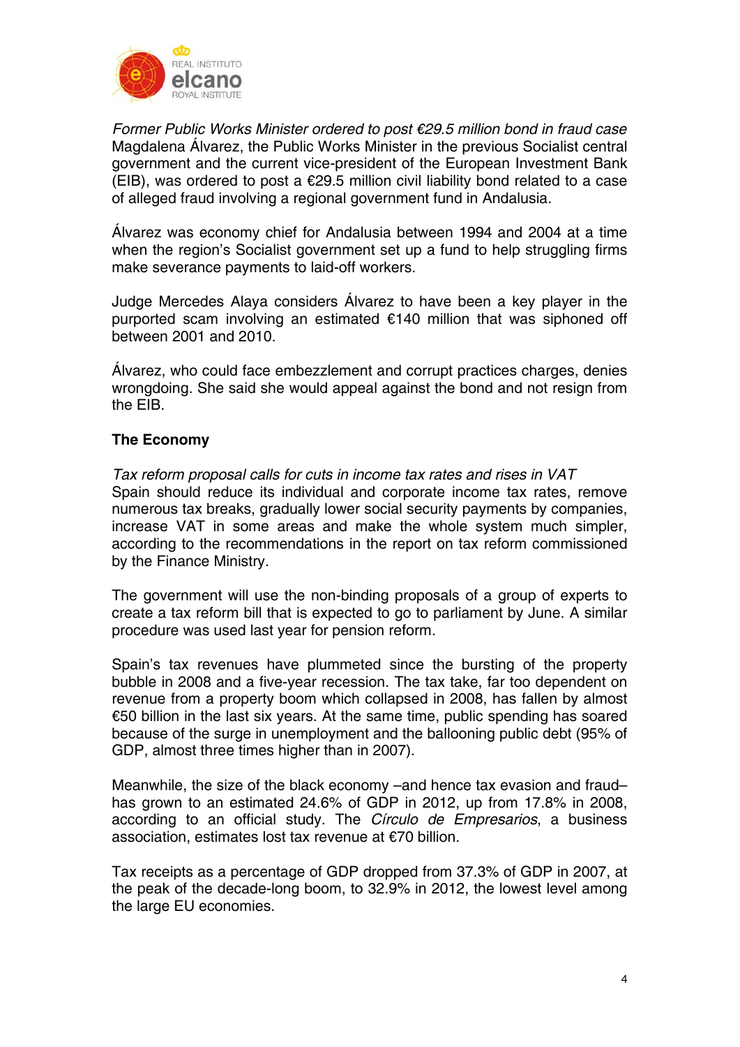*Former Public Works Minister ordered to post €29.5 million bond in fraud case*
Magdalena Álvarez, the Public Works Minister in the previous Socialist central government and the current vice-president of the European Investment Bank (EIB), was ordered to post a €29.5 million civil liability bond related to a case of alleged fraud involving a regional government fund in Andalusia.

Álvarez was economy chief for Andalusia between 1994 and 2004 at a time when the region's Socialist government set up a fund to help struggling firms make severance payments to laid-off workers.

Judge Mercedes Alaya considers Álvarez to have been a key player in the purported scam involving an estimated €140 million that was siphoned off between 2001 and 2010.

Álvarez, who could face embezzlement and corrupt practices charges, denies wrongdoing. She said she would appeal against the bond and not resign from the EIB.

## The Economy

*Tax reform proposal calls for cuts in income tax rates and rises in VAT*
Spain should reduce its individual and corporate income tax rates, remove numerous tax breaks, gradually lower social security payments by companies, increase VAT in some areas and make the whole system much simpler, according to the recommendations in the report on tax reform commissioned by the Finance Ministry.

The government will use the non-binding proposals of a group of experts to create a tax reform bill that is expected to go to parliament by June. A similar procedure was used last year for pension reform.

Spain's tax revenues have plummeted since the bursting of the property bubble in 2008 and a five-year recession. The tax take, far too dependent on revenue from a property boom which collapsed in 2008, has fallen by almost €50 billion in the last six years. At the same time, public spending has soared because of the surge in unemployment and the ballooning public debt (95% of GDP, almost three times higher than in 2007).

Meanwhile, the size of the black economy –and hence tax evasion and fraud– has grown to an estimated 24.6% of GDP in 2012, up from 17.8% in 2008, according to an official study. The *Círculo de Empresarios*, a business association, estimates lost tax revenue at €70 billion.

Tax receipts as a percentage of GDP dropped from 37.3% of GDP in 2007, at the peak of the decade-long boom, to 32.9% in 2012, the lowest level among the large EU economies.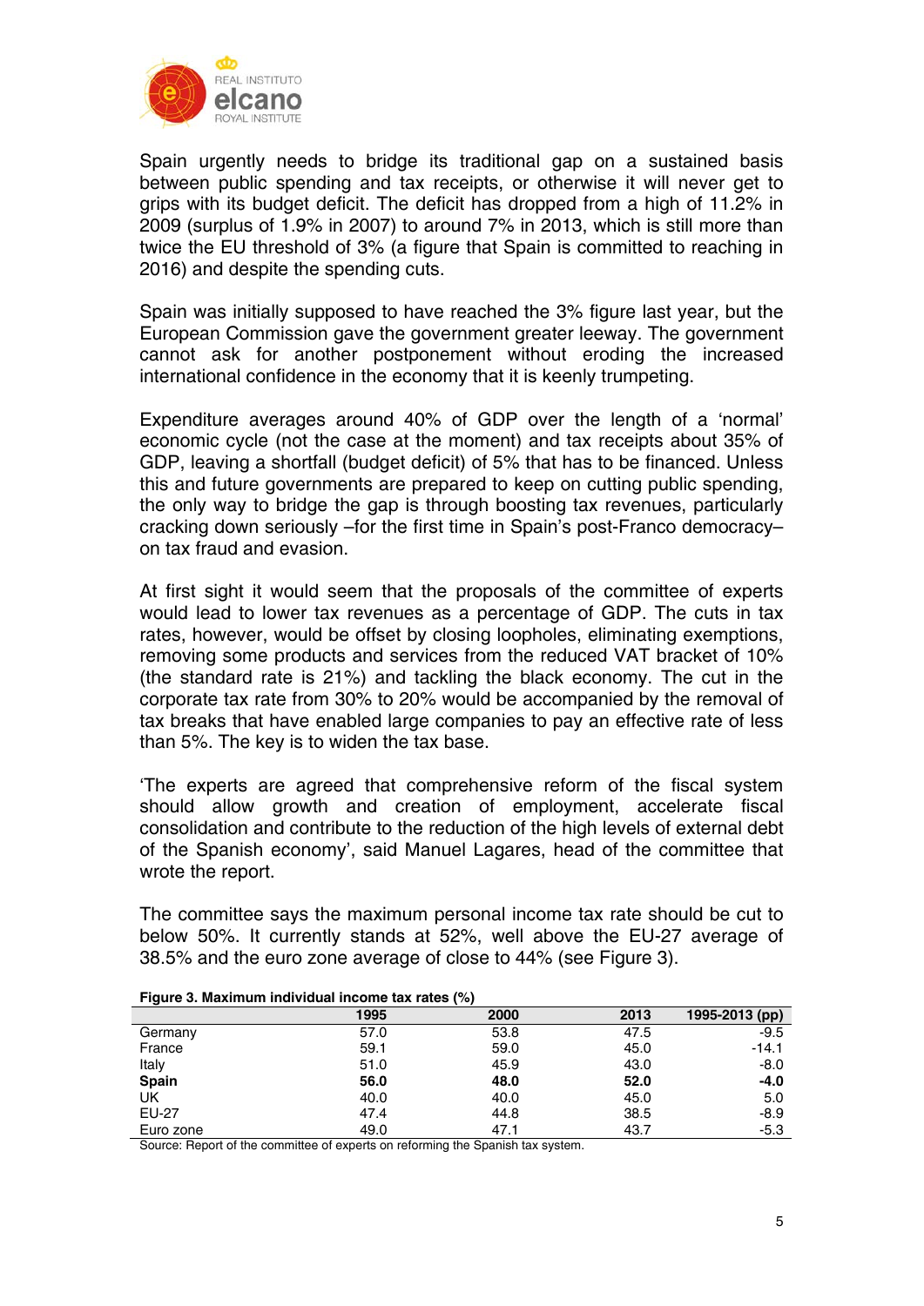Spain urgently needs to bridge its traditional gap on a sustained basis between public spending and tax receipts, or otherwise it will never get to grips with its budget deficit. The deficit has dropped from a high of 11.2% in 2009 (surplus of 1.9% in 2007) to around 7% in 2013, which is still more than twice the EU threshold of 3% (a figure that Spain is committed to reaching in 2016) and despite the spending cuts.

Spain was initially supposed to have reached the 3% figure last year, but the European Commission gave the government greater leeway. The government cannot ask for another postponement without eroding the increased international confidence in the economy that it is keenly trumpeting.

Expenditure averages around 40% of GDP over the length of a 'normal' economic cycle (not the case at the moment) and tax receipts about 35% of GDP, leaving a shortfall (budget deficit) of 5% that has to be financed. Unless this and future governments are prepared to keep on cutting public spending, the only way to bridge the gap is through boosting tax revenues, particularly cracking down seriously –for the first time in Spain's post-Franco democracy– on tax fraud and evasion.

At first sight it would seem that the proposals of the committee of experts would lead to lower tax revenues as a percentage of GDP. The cuts in tax rates, however, would be offset by closing loopholes, eliminating exemptions, removing some products and services from the reduced VAT bracket of 10% (the standard rate is 21%) and tackling the black economy. The cut in the corporate tax rate from 30% to 20% would be accompanied by the removal of tax breaks that have enabled large companies to pay an effective rate of less than 5%. The key is to widen the tax base.

'The experts are agreed that comprehensive reform of the fiscal system should allow growth and creation of employment, accelerate fiscal consolidation and contribute to the reduction of the high levels of external debt of the Spanish economy', said Manuel Lagares, head of the committee that wrote the report.

The committee says the maximum personal income tax rate should be cut to below 50%. It currently stands at 52%, well above the EU-27 average of 38.5% and the euro zone average of close to 44% (see Figure 3).

**Figure 3. Maximum individual income tax rates (%)**

| | 1995 | 2000 | 2013 | 1995-2013 (pp) |
|---|---|---|---|---|
| Germany | 57.0 | 53.8 | 47.5 | -9.5 |
| France | 59.1 | 59.0 | 45.0 | -14.1 |
| Italy | 51.0 | 45.9 | 43.0 | -8.0 |
| **Spain** | **56.0** | **48.0** | **52.0** | **-4.0** |
| UK | 40.0 | 40.0 | 45.0 | 5.0 |
| EU-27 | 47.4 | 44.8 | 38.5 | -8.9 |
| Euro zone | 49.0 | 47.1 | 43.7 | -5.3 |

Source: Report of the committee of experts on reforming the Spanish tax system.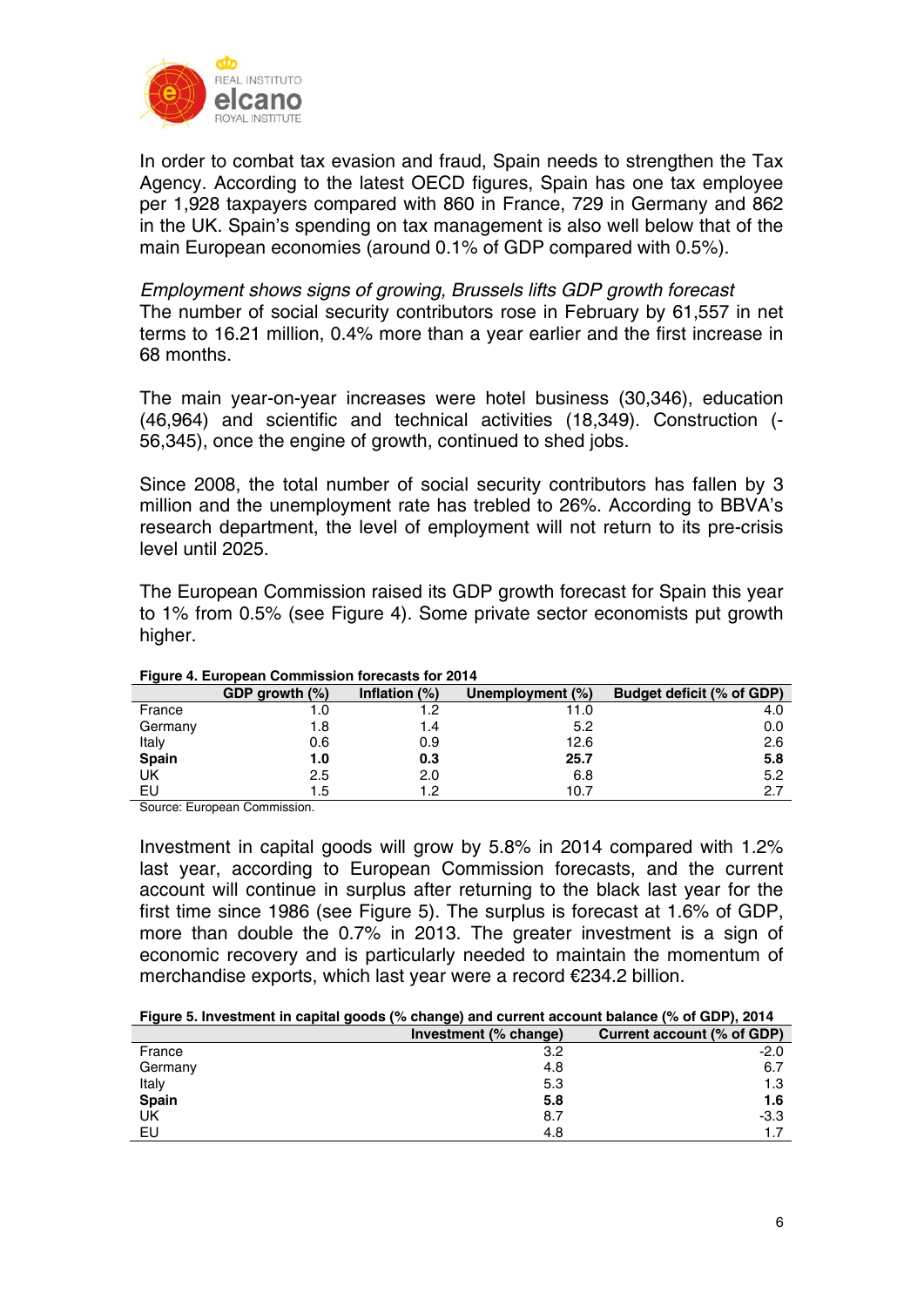In order to combat tax evasion and fraud, Spain needs to strengthen the Tax Agency. According to the latest OECD figures, Spain has one tax employee per 1,928 taxpayers compared with 860 in France, 729 in Germany and 862 in the UK. Spain's spending on tax management is also well below that of the main European economies (around 0.1% of GDP compared with 0.5%).

*Employment shows signs of growing, Brussels lifts GDP growth forecast*

The number of social security contributors rose in February by 61,557 in net terms to 16.21 million, 0.4% more than a year earlier and the first increase in 68 months.

The main year-on-year increases were hotel business (30,346), education (46,964) and scientific and technical activities (18,349). Construction (-56,345), once the engine of growth, continued to shed jobs.

Since 2008, the total number of social security contributors has fallen by 3 million and the unemployment rate has trebled to 26%. According to BBVA's research department, the level of employment will not return to its pre-crisis level until 2025.

The European Commission raised its GDP growth forecast for Spain this year to 1% from 0.5% (see Figure 4). Some private sector economists put growth higher.

**Figure 4. European Commission forecasts for 2014**

| | GDP growth (%) | Inflation (%) | Unemployment (%) | Budget deficit (% of GDP) |
|---|---|---|---|---|
| France | 1.0 | 1.2 | 11.0 | 4.0 |
| Germany | 1.8 | 1.4 | 5.2 | 0.0 |
| Italy | 0.6 | 0.9 | 12.6 | 2.6 |
| **Spain** | **1.0** | **0.3** | **25.7** | **5.8** |
| UK | 2.5 | 2.0 | 6.8 | 5.2 |
| EU | 1.5 | 1.2 | 10.7 | 2.7 |

Source: European Commission.

Investment in capital goods will grow by 5.8% in 2014 compared with 1.2% last year, according to European Commission forecasts, and the current account will continue in surplus after returning to the black last year for the first time since 1986 (see Figure 5). The surplus is forecast at 1.6% of GDP, more than double the 0.7% in 2013. The greater investment is a sign of economic recovery and is particularly needed to maintain the momentum of merchandise exports, which last year were a record €234.2 billion.

**Figure 5. Investment in capital goods (% change) and current account balance (% of GDP), 2014**

| | Investment (% change) | Current account (% of GDP) |
|---|---|---|
| France | 3.2 | -2.0 |
| Germany | 4.8 | 6.7 |
| Italy | 5.3 | 1.3 |
| **Spain** | **5.8** | **1.6** |
| UK | 8.7 | -3.3 |
| EU | 4.8 | 1.7 |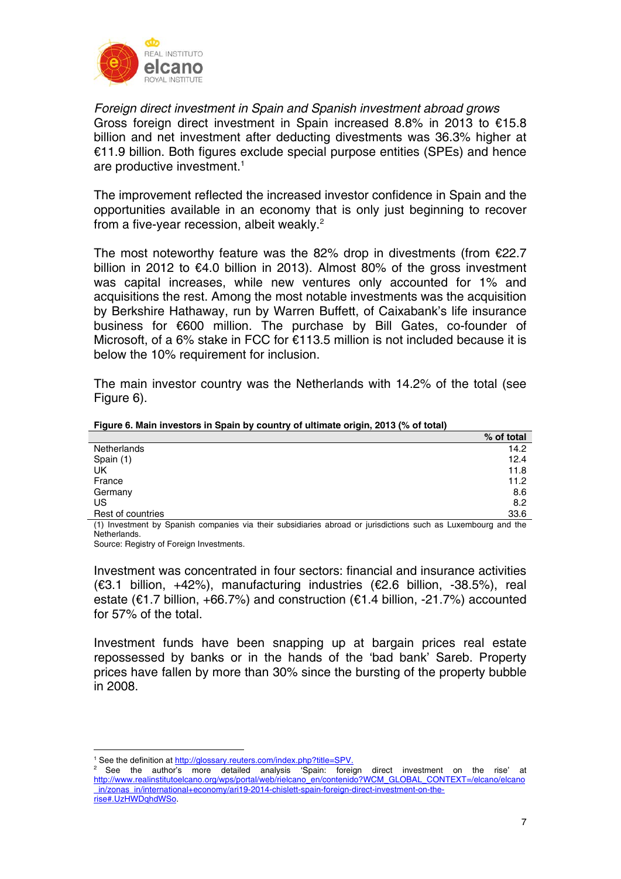*Foreign direct investment in Spain and Spanish investment abroad grows*

Gross foreign direct investment in Spain increased 8.8% in 2013 to €15.8 billion and net investment after deducting divestments was 36.3% higher at €11.9 billion. Both figures exclude special purpose entities (SPEs) and hence are productive investment.[1]

The improvement reflected the increased investor confidence in Spain and the opportunities available in an economy that is only just beginning to recover from a five-year recession, albeit weakly.[2]

The most noteworthy feature was the 82% drop in divestments (from €22.7 billion in 2012 to €4.0 billion in 2013). Almost 80% of the gross investment was capital increases, while new ventures only accounted for 1% and acquisitions the rest. Among the most notable investments was the acquisition by Berkshire Hathaway, run by Warren Buffett, of Caixabank's life insurance business for €600 million. The purchase by Bill Gates, co-founder of Microsoft, of a 6% stake in FCC for €113.5 million is not included because it is below the 10% requirement for inclusion.

The main investor country was the Netherlands with 14.2% of the total (see Figure 6).

**Figure 6. Main investors in Spain by country of ultimate origin, 2013 (% of total)**

| | % of total |
|---|---|
| Netherlands | 14.2 |
| Spain (1) | 12.4 |
| UK | 11.8 |
| France | 11.2 |
| Germany | 8.6 |
| US | 8.2 |
| Rest of countries | 33.6 |

(1) Investment by Spanish companies via their subsidiaries abroad or jurisdictions such as Luxembourg and the Netherlands.

Source: Registry of Foreign Investments.

Investment was concentrated in four sectors: financial and insurance activities (€3.1 billion, +42%), manufacturing industries (€2.6 billion, -38.5%), real estate (€1.7 billion, +66.7%) and construction (€1.4 billion, -21.7%) accounted for 57% of the total.

Investment funds have been snapping up at bargain prices real estate repossessed by banks or in the hands of the 'bad bank' Sareb. Property prices have fallen by more than 30% since the bursting of the property bubble in 2008.

---

[1] See the definition at http://glossary.reuters.com/index.php?title=SPV.

[2] See the author's more detailed analysis 'Spain: foreign direct investment on the rise' at http://www.realinstitutoelcano.org/wps/portal/web/rielcano_en/contenido?WCM_GLOBAL_CONTEXT=/elcano/elcano_in/zonas_in/international+economy/ari19-2014-chislett-spain-foreign-direct-investment-on-the-rise#.UzHWDqhdWSo.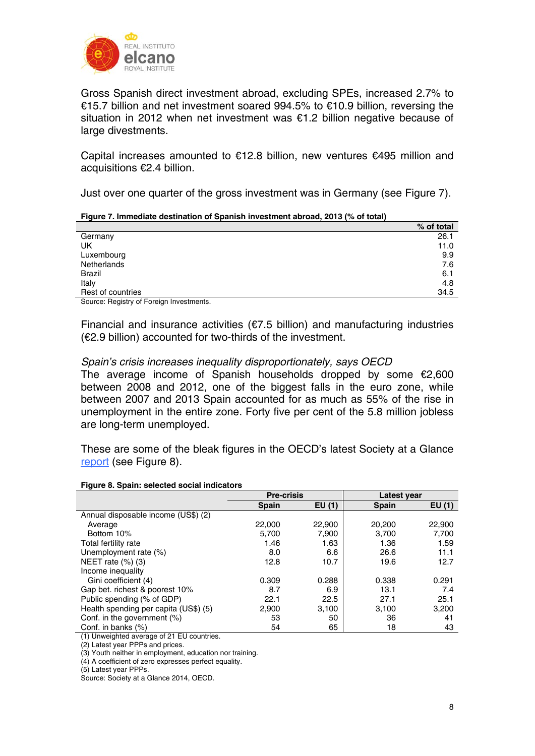Gross Spanish direct investment abroad, excluding SPEs, increased 2.7% to €15.7 billion and net investment soared 994.5% to €10.9 billion, reversing the situation in 2012 when net investment was €1.2 billion negative because of large divestments.

Capital increases amounted to €12.8 billion, new ventures €495 million and acquisitions €2.4 billion.

Just over one quarter of the gross investment was in Germany (see Figure 7).

**Figure 7. Immediate destination of Spanish investment abroad, 2013 (% of total)**

| | % of total |
|---|---|
| Germany | 26.1 |
| UK | 11.0 |
| Luxembourg | 9.9 |
| Netherlands | 7.6 |
| Brazil | 6.1 |
| Italy | 4.8 |
| Rest of countries | 34.5 |

Source: Registry of Foreign Investments.

Financial and insurance activities (€7.5 billion) and manufacturing industries (€2.9 billion) accounted for two-thirds of the investment.

*Spain's crisis increases inequality disproportionately, says OECD*

The average income of Spanish households dropped by some €2,600 between 2008 and 2012, one of the biggest falls in the euro zone, while between 2007 and 2013 Spain accounted for as much as 55% of the rise in unemployment in the entire zone. Forty five per cent of the 5.8 million jobless are long-term unemployed.

These are some of the bleak figures in the OECD's latest Society at a Glance report (see Figure 8).

**Figure 8. Spain: selected social indicators**

| | Pre-crisis | | Latest year | |
|---|---|---|---|---|
| | Spain | EU (1) | Spain | EU (1) |
| Annual disposable income (US$) (2) | | | | |
| Average | 22,000 | 22,900 | 20,200 | 22,900 |
| Bottom 10% | 5,700 | 7,900 | 3,700 | 7,700 |
| Total fertility rate | 1.46 | 1.63 | 1.36 | 1.59 |
| Unemployment rate (%) | 8.0 | 6.6 | 26.6 | 11.1 |
| NEET rate (%) (3) | 12.8 | 10.7 | 19.6 | 12.7 |
| Income inequality | | | | |
| Gini coefficient (4) | 0.309 | 0.288 | 0.338 | 0.291 |
| Gap bet. richest & poorest 10% | 8.7 | 6.9 | 13.1 | 7.4 |
| Public spending (% of GDP) | 22.1 | 22.5 | 27.1 | 25.1 |
| Health spending per capita (US$) (5) | 2,900 | 3,100 | 3,100 | 3,200 |
| Conf. in the government (%) | 53 | 50 | 36 | 41 |
| Conf. in banks (%) | 54 | 65 | 18 | 43 |

(1) Unweighted average of 21 EU countries.
(2) Latest year PPPs and prices.
(3) Youth neither in employment, education nor training.
(4) A coefficient of zero expresses perfect equality.
(5) Latest year PPPs.
Source: Society at a Glance 2014, OECD.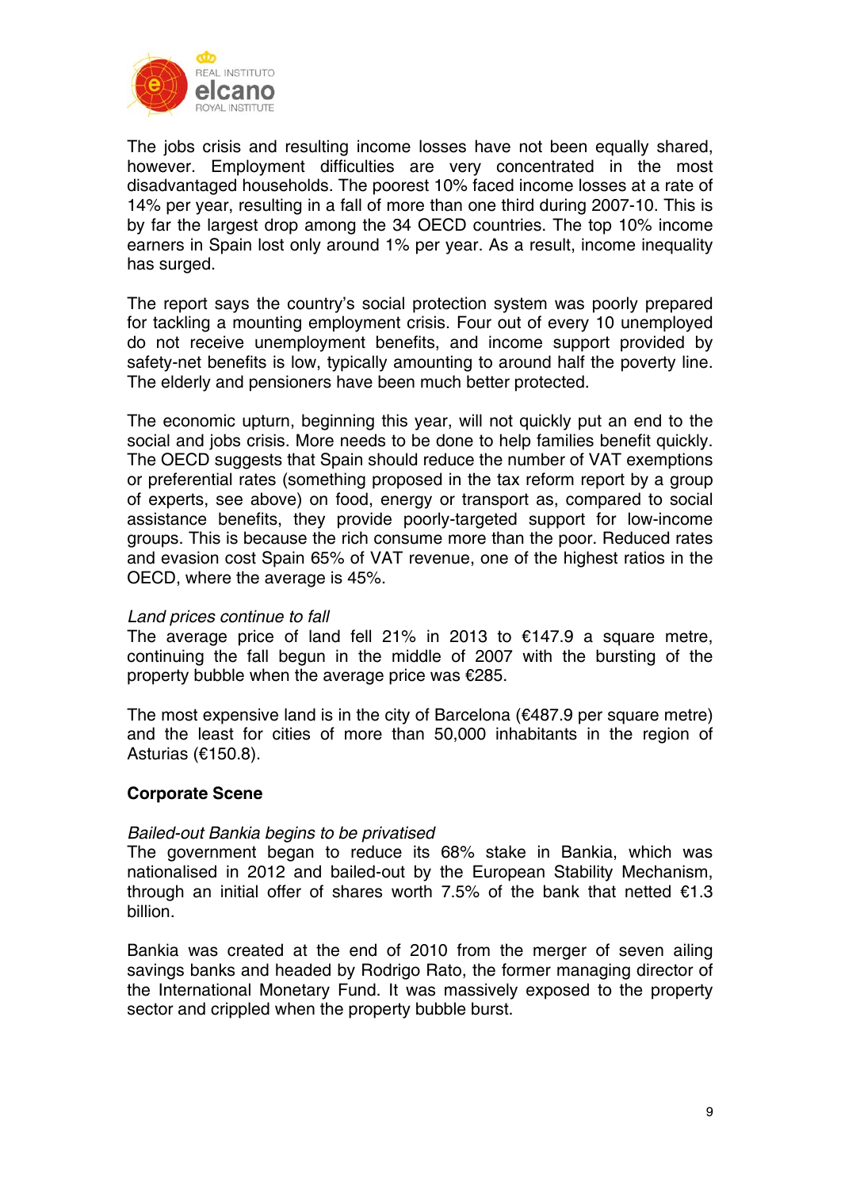The jobs crisis and resulting income losses have not been equally shared, however. Employment difficulties are very concentrated in the most disadvantaged households. The poorest 10% faced income losses at a rate of 14% per year, resulting in a fall of more than one third during 2007-10. This is by far the largest drop among the 34 OECD countries. The top 10% income earners in Spain lost only around 1% per year. As a result, income inequality has surged.

The report says the country's social protection system was poorly prepared for tackling a mounting employment crisis. Four out of every 10 unemployed do not receive unemployment benefits, and income support provided by safety-net benefits is low, typically amounting to around half the poverty line. The elderly and pensioners have been much better protected.

The economic upturn, beginning this year, will not quickly put an end to the social and jobs crisis. More needs to be done to help families benefit quickly. The OECD suggests that Spain should reduce the number of VAT exemptions or preferential rates (something proposed in the tax reform report by a group of experts, see above) on food, energy or transport as, compared to social assistance benefits, they provide poorly-targeted support for low-income groups. This is because the rich consume more than the poor. Reduced rates and evasion cost Spain 65% of VAT revenue, one of the highest ratios in the OECD, where the average is 45%.

*Land prices continue to fall*

The average price of land fell 21% in 2013 to €147.9 a square metre, continuing the fall begun in the middle of 2007 with the bursting of the property bubble when the average price was €285.

The most expensive land is in the city of Barcelona (€487.9 per square metre) and the least for cities of more than 50,000 inhabitants in the region of Asturias (€150.8).

## Corporate Scene

*Bailed-out Bankia begins to be privatised*

The government began to reduce its 68% stake in Bankia, which was nationalised in 2012 and bailed-out by the European Stability Mechanism, through an initial offer of shares worth 7.5% of the bank that netted €1.3 billion.

Bankia was created at the end of 2010 from the merger of seven ailing savings banks and headed by Rodrigo Rato, the former managing director of the International Monetary Fund. It was massively exposed to the property sector and crippled when the property bubble burst.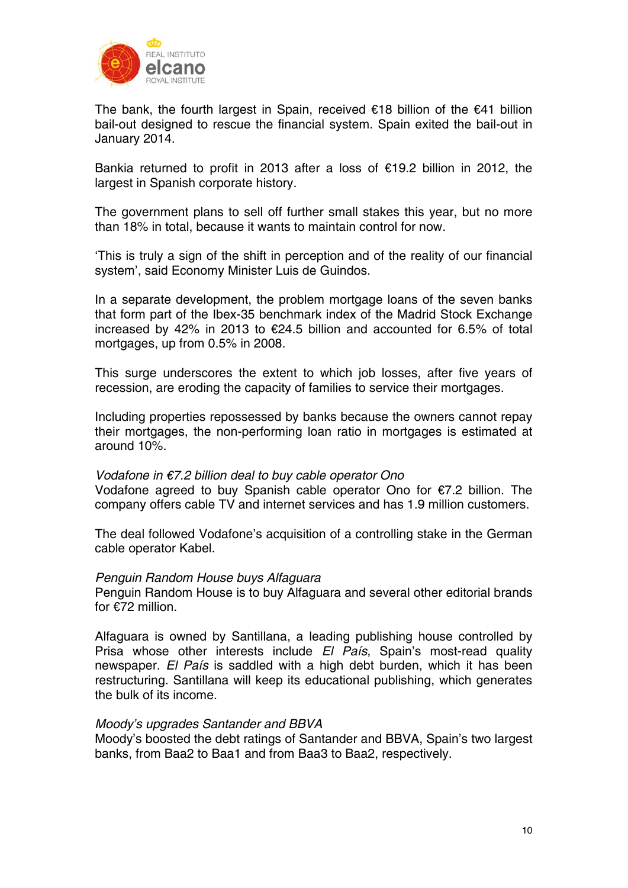The bank, the fourth largest in Spain, received €18 billion of the €41 billion bail-out designed to rescue the financial system. Spain exited the bail-out in January 2014.

Bankia returned to profit in 2013 after a loss of €19.2 billion in 2012, the largest in Spanish corporate history.

The government plans to sell off further small stakes this year, but no more than 18% in total, because it wants to maintain control for now.

'This is truly a sign of the shift in perception and of the reality of our financial system', said Economy Minister Luis de Guindos.

In a separate development, the problem mortgage loans of the seven banks that form part of the Ibex-35 benchmark index of the Madrid Stock Exchange increased by 42% in 2013 to €24.5 billion and accounted for 6.5% of total mortgages, up from 0.5% in 2008.

This surge underscores the extent to which job losses, after five years of recession, are eroding the capacity of families to service their mortgages.

Including properties repossessed by banks because the owners cannot repay their mortgages, the non-performing loan ratio in mortgages is estimated at around 10%.

*Vodafone in €7.2 billion deal to buy cable operator Ono*

Vodafone agreed to buy Spanish cable operator Ono for €7.2 billion. The company offers cable TV and internet services and has 1.9 million customers.

The deal followed Vodafone's acquisition of a controlling stake in the German cable operator Kabel.

*Penguin Random House buys Alfaguara*

Penguin Random House is to buy Alfaguara and several other editorial brands for €72 million.

Alfaguara is owned by Santillana, a leading publishing house controlled by Prisa whose other interests include *El País*, Spain's most-read quality newspaper. *El País* is saddled with a high debt burden, which it has been restructuring. Santillana will keep its educational publishing, which generates the bulk of its income.

*Moody's upgrades Santander and BBVA*

Moody's boosted the debt ratings of Santander and BBVA, Spain's two largest banks, from Baa2 to Baa1 and from Baa3 to Baa2, respectively.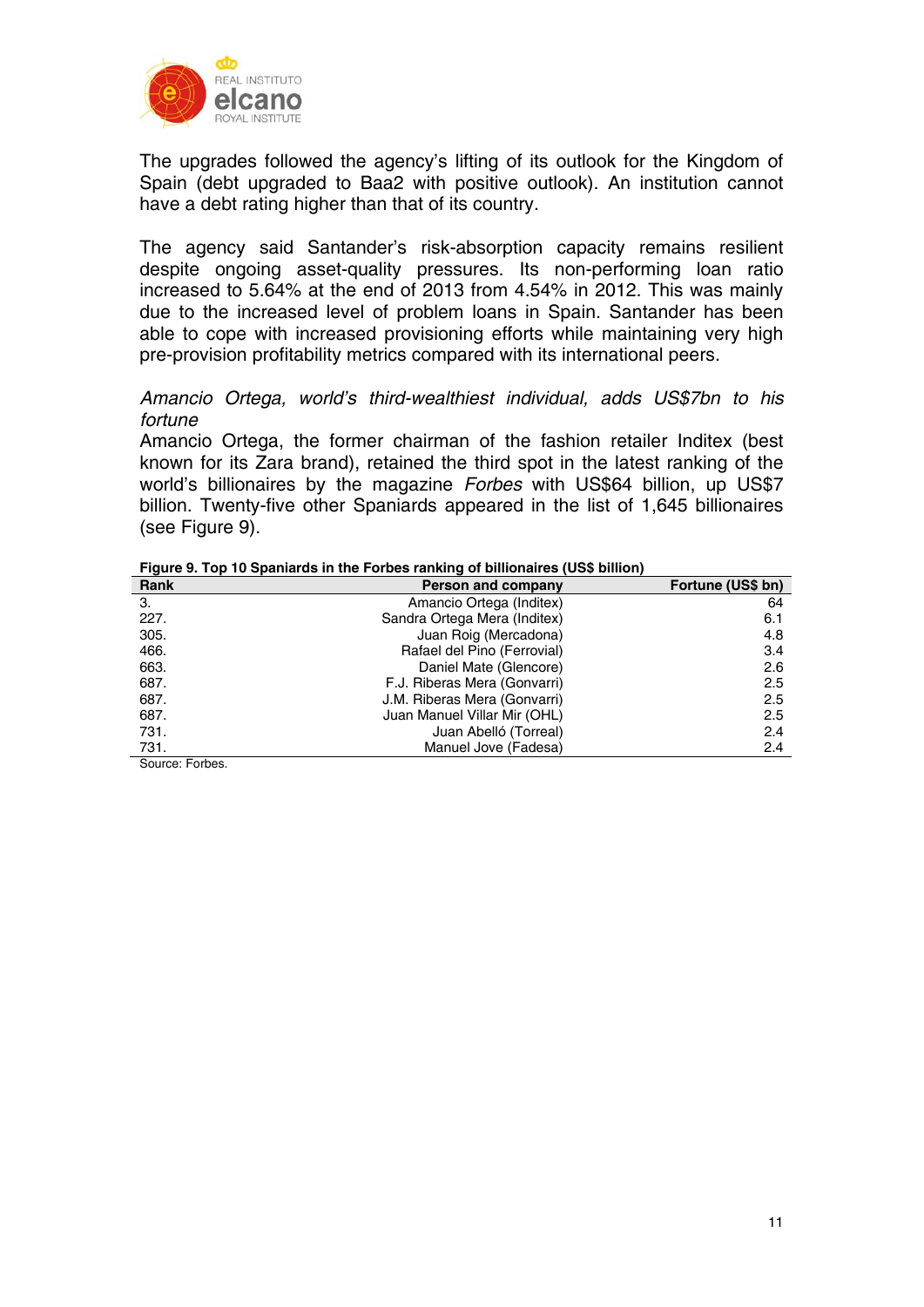The upgrades followed the agency's lifting of its outlook for the Kingdom of Spain (debt upgraded to Baa2 with positive outlook). An institution cannot have a debt rating higher than that of its country.

The agency said Santander's risk-absorption capacity remains resilient despite ongoing asset-quality pressures. Its non-performing loan ratio increased to 5.64% at the end of 2013 from 4.54% in 2012. This was mainly due to the increased level of problem loans in Spain. Santander has been able to cope with increased provisioning efforts while maintaining very high pre-provision profitability metrics compared with its international peers.

*Amancio Ortega, world's third-wealthiest individual, adds US$7bn to his fortune*

Amancio Ortega, the former chairman of the fashion retailer Inditex (best known for its Zara brand), retained the third spot in the latest ranking of the world's billionaires by the magazine *Forbes* with US$64 billion, up US$7 billion. Twenty-five other Spaniards appeared in the list of 1,645 billionaires (see Figure 9).

**Figure 9. Top 10 Spaniards in the Forbes ranking of billionaires (US$ billion)**

| Rank | Person and company | Fortune (US$ bn) |
|---|---|---|
| 3. | Amancio Ortega (Inditex) | 64 |
| 227. | Sandra Ortega Mera (Inditex) | 6.1 |
| 305. | Juan Roig (Mercadona) | 4.8 |
| 466. | Rafael del Pino (Ferrovial) | 3.4 |
| 663. | Daniel Mate (Glencore) | 2.6 |
| 687. | F.J. Riberas Mera (Gonvarri) | 2.5 |
| 687. | J.M. Riberas Mera (Gonvarri) | 2.5 |
| 687. | Juan Manuel Villar Mir (OHL) | 2.5 |
| 731. | Juan Abelló (Torreal) | 2.4 |
| 731. | Manuel Jove (Fadesa) | 2.4 |

Source: Forbes.